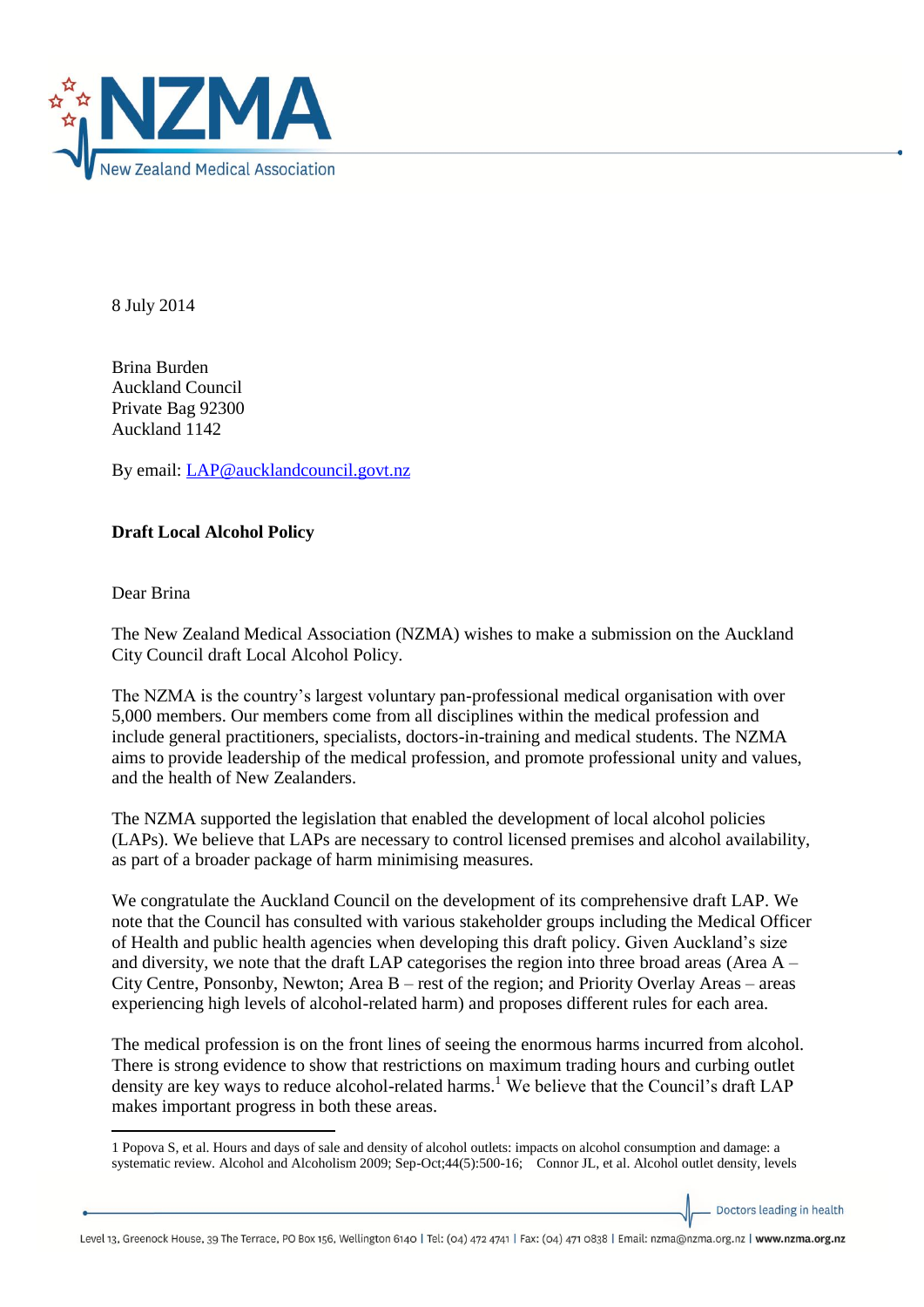8 July 2014

Brina Burden  
Auckland Council  
Private Bag 92300  
Auckland 1142

By email: LAP@aucklandcouncil.govt.nz

**Draft Local Alcohol Policy**

Dear Brina

The New Zealand Medical Association (NZMA) wishes to make a submission on the Auckland City Council draft Local Alcohol Policy.

The NZMA is the country's largest voluntary pan-professional medical organisation with over 5,000 members. Our members come from all disciplines within the medical profession and include general practitioners, specialists, doctors-in-training and medical students. The NZMA aims to provide leadership of the medical profession, and promote professional unity and values, and the health of New Zealanders.

The NZMA supported the legislation that enabled the development of local alcohol policies (LAPs). We believe that LAPs are necessary to control licensed premises and alcohol availability, as part of a broader package of harm minimising measures.

We congratulate the Auckland Council on the development of its comprehensive draft LAP. We note that the Council has consulted with various stakeholder groups including the Medical Officer of Health and public health agencies when developing this draft policy. Given Auckland's size and diversity, we note that the draft LAP categorises the region into three broad areas (Area A – City Centre, Ponsonby, Newton; Area B – rest of the region; and Priority Overlay Areas – areas experiencing high levels of alcohol-related harm) and proposes different rules for each area.

The medical profession is on the front lines of seeing the enormous harms incurred from alcohol. There is strong evidence to show that restrictions on maximum trading hours and curbing outlet density are key ways to reduce alcohol-related harms.[1] We believe that the Council's draft LAP makes important progress in both these areas.

---

1 Popova S, et al. Hours and days of sale and density of alcohol outlets: impacts on alcohol consumption and damage: a systematic review. Alcohol and Alcoholism 2009; Sep-Oct;44(5):500-16; Connor JL, et al. Alcohol outlet density, levels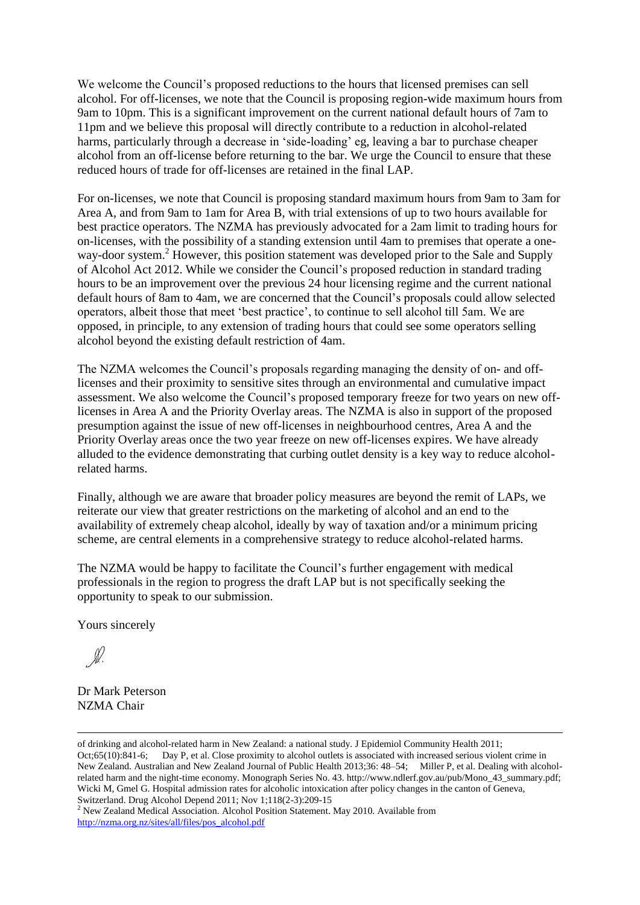We welcome the Council's proposed reductions to the hours that licensed premises can sell alcohol. For off-licenses, we note that the Council is proposing region-wide maximum hours from 9am to 10pm. This is a significant improvement on the current national default hours of 7am to 11pm and we believe this proposal will directly contribute to a reduction in alcohol-related harms, particularly through a decrease in 'side-loading' eg, leaving a bar to purchase cheaper alcohol from an off-license before returning to the bar. We urge the Council to ensure that these reduced hours of trade for off-licenses are retained in the final LAP.

For on-licenses, we note that Council is proposing standard maximum hours from 9am to 3am for Area A, and from 9am to 1am for Area B, with trial extensions of up to two hours available for best practice operators. The NZMA has previously advocated for a 2am limit to trading hours for on-licenses, with the possibility of a standing extension until 4am to premises that operate a one-way-door system.[2] However, this position statement was developed prior to the Sale and Supply of Alcohol Act 2012. While we consider the Council's proposed reduction in standard trading hours to be an improvement over the previous 24 hour licensing regime and the current national default hours of 8am to 4am, we are concerned that the Council's proposals could allow selected operators, albeit those that meet 'best practice', to continue to sell alcohol till 5am. We are opposed, in principle, to any extension of trading hours that could see some operators selling alcohol beyond the existing default restriction of 4am.

The NZMA welcomes the Council's proposals regarding managing the density of on- and off-licenses and their proximity to sensitive sites through an environmental and cumulative impact assessment. We also welcome the Council's proposed temporary freeze for two years on new off-licenses in Area A and the Priority Overlay areas. The NZMA is also in support of the proposed presumption against the issue of new off-licenses in neighbourhood centres, Area A and the Priority Overlay areas once the two year freeze on new off-licenses expires. We have already alluded to the evidence demonstrating that curbing outlet density is a key way to reduce alcohol-related harms.

Finally, although we are aware that broader policy measures are beyond the remit of LAPs, we reiterate our view that greater restrictions on the marketing of alcohol and an end to the availability of extremely cheap alcohol, ideally by way of taxation and/or a minimum pricing scheme, are central elements in a comprehensive strategy to reduce alcohol-related harms.

The NZMA would be happy to facilitate the Council's further engagement with medical professionals in the region to progress the draft LAP but is not specifically seeking the opportunity to speak to our submission.

Yours sincerely

Dr Mark Peterson
NZMA Chair

---

of drinking and alcohol-related harm in New Zealand: a national study. J Epidemiol Community Health 2011; Oct;65(10):841-6; Day P, et al. Close proximity to alcohol outlets is associated with increased serious violent crime in New Zealand. Australian and New Zealand Journal of Public Health 2013;36: 48–54; Miller P, et al. Dealing with alcohol-related harm and the night-time economy. Monograph Series No. 43. http://www.ndlerf.gov.au/pub/Mono_43_summary.pdf; Wicki M, Gmel G. Hospital admission rates for alcoholic intoxication after policy changes in the canton of Geneva, Switzerland. Drug Alcohol Depend 2011; Nov 1;118(2-3):209-15

[2] New Zealand Medical Association. Alcohol Position Statement. May 2010. Available from http://nzma.org.nz/sites/all/files/pos_alcohol.pdf